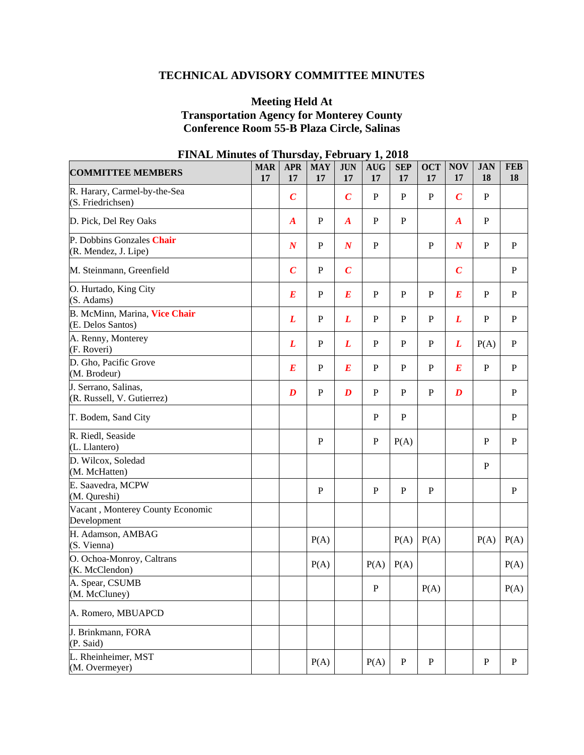# TECHNICAL ADVISORY COMMITTEE MINUTES

## Meeting Held At
## Transportation Agency for Monterey County
## Conference Room 55-B Plaza Circle, Salinas

### FINAL Minutes of Thursday, February 1, 2018

| COMMITTEE MEMBERS | MAR 17 | APR 17 | MAY 17 | JUN 17 | AUG 17 | SEP 17 | OCT 17 | NOV 17 | JAN 18 | FEB 18 |
|---|---|---|---|---|---|---|---|---|---|---|
| R. Harary, Carmel-by-the-Sea (S. Friedrichsen) | | *C* | | *C* | P | P | P | *C* | P | |
| D. Pick, Del Rey Oaks | | *A* | P | *A* | P | P | | *A* | P | |
| P. Dobbins Gonzales **Chair** (R. Mendez, J. Lipe) | | *N* | P | *N* | P | | P | *N* | P | P |
| M. Steinmann, Greenfield | | *C* | P | *C* | | | | *C* | | P |
| O. Hurtado, King City (S. Adams) | | *E* | P | *E* | P | P | P | *E* | P | P |
| B. McMinn, Marina, **Vice Chair** (E. Delos Santos) | | *L* | P | *L* | P | P | P | *L* | P | P |
| A. Renny, Monterey (F. Roveri) | | *L* | P | *L* | P | P | P | *L* | P(A) | P |
| D. Gho, Pacific Grove (M. Brodeur) | | *E* | P | *E* | P | P | P | *E* | P | P |
| J. Serrano, Salinas, (R. Russell, V. Gutierrez) | | *D* | P | *D* | P | P | P | *D* | | P |
| T. Bodem, Sand City | | | | | P | P | | | | P |
| R. Riedl, Seaside (L. Llantero) | | | P | | P | P(A) | | | P | P |
| D. Wilcox, Soledad (M. McHatten) | | | | | | | | | P | |
| E. Saavedra, MCPW (M. Qureshi) | | | P | | P | P | P | | | P |
| Vacant , Monterey County Economic Development | | | | | | | | | | |
| H. Adamson, AMBAG (S. Vienna) | | | P(A) | | | P(A) | P(A) | | P(A) | P(A) |
| O. Ochoa-Monroy, Caltrans (K. McClendon) | | | P(A) | | P(A) | P(A) | | | | P(A) |
| A. Spear, CSUMB (M. McCluney) | | | | | P | | P(A) | | | P(A) |
| A. Romero, MBUAPCD | | | | | | | | | | |
| J. Brinkmann, FORA (P. Said) | | | | | | | | | | |
| L. Rheinheimer, MST (M. Overmeyer) | | | P(A) | | P(A) | P | P | | P | P |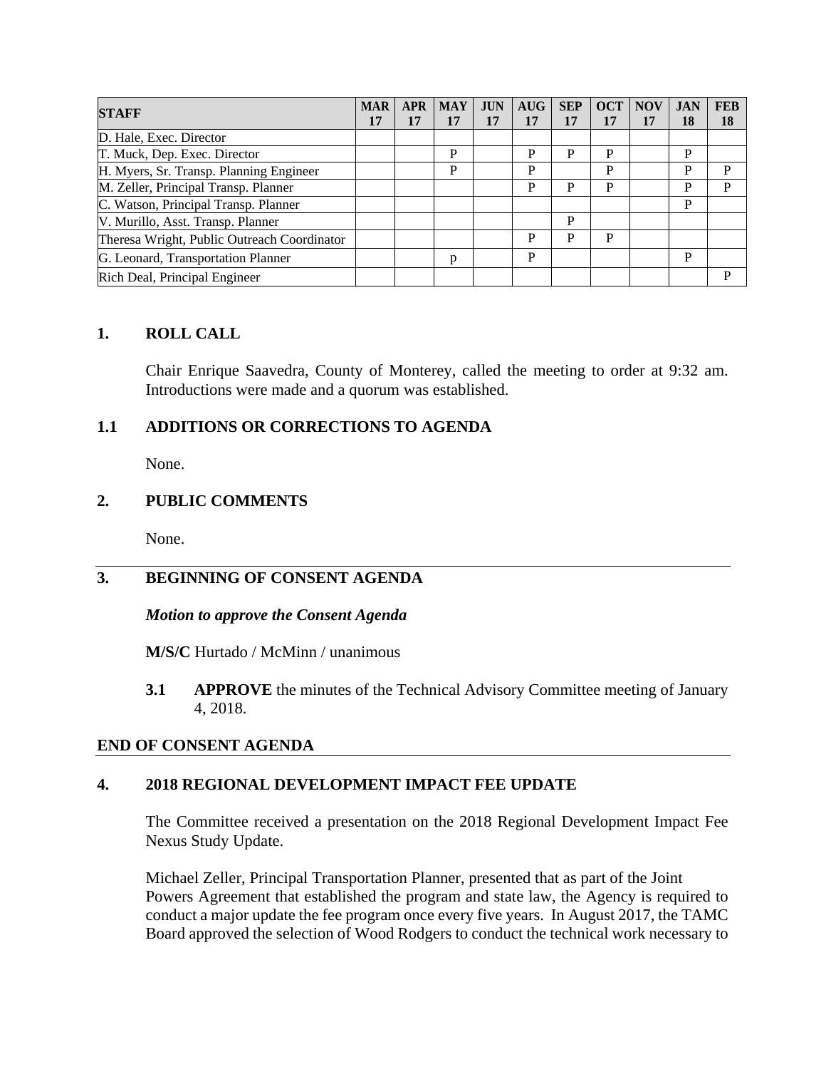| STAFF | MAR 17 | APR 17 | MAY 17 | JUN 17 | AUG 17 | SEP 17 | OCT 17 | NOV 17 | JAN 18 | FEB 18 |
|---|---|---|---|---|---|---|---|---|---|---|
| D. Hale, Exec. Director | | | | | | | | | | |
| T. Muck, Dep. Exec. Director | | | P | | P | P | P | | P | |
| H. Myers, Sr. Transp. Planning Engineer | | | P | | P | | P | | P | P |
| M. Zeller, Principal Transp. Planner | | | | | P | P | P | | P | P |
| C. Watson, Principal Transp. Planner | | | | | | | | | P | |
| V. Murillo, Asst. Transp. Planner | | | | | | P | | | | |
| Theresa Wright, Public Outreach Coordinator | | | | | P | P | P | | | |
| G. Leonard, Transportation Planner | | | p | | P | | | | P | |
| Rich Deal, Principal Engineer | | | | | | | | | | P |

## 1. ROLL CALL

Chair Enrique Saavedra, County of Monterey, called the meeting to order at 9:32 am. Introductions were made and a quorum was established.

### 1.1 ADDITIONS OR CORRECTIONS TO AGENDA

None.

## 2. PUBLIC COMMENTS

None.

## 3. BEGINNING OF CONSENT AGENDA

***Motion to approve the Consent Agenda***

**M/S/C** Hurtado / McMinn / unanimous

**3.1 APPROVE** the minutes of the Technical Advisory Committee meeting of January 4, 2018.

**END OF CONSENT AGENDA**

## 4. 2018 REGIONAL DEVELOPMENT IMPACT FEE UPDATE

The Committee received a presentation on the 2018 Regional Development Impact Fee Nexus Study Update.

Michael Zeller, Principal Transportation Planner, presented that as part of the Joint Powers Agreement that established the program and state law, the Agency is required to conduct a major update the fee program once every five years. In August 2017, the TAMC Board approved the selection of Wood Rodgers to conduct the technical work necessary to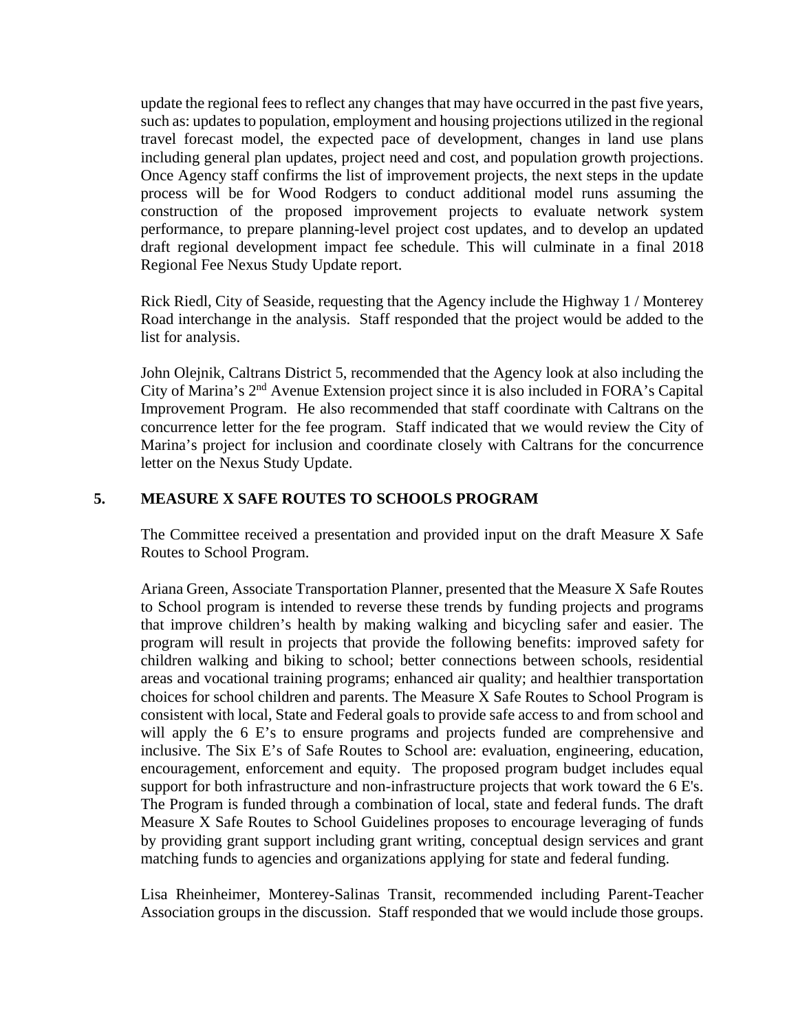update the regional fees to reflect any changes that may have occurred in the past five years, such as: updates to population, employment and housing projections utilized in the regional travel forecast model, the expected pace of development, changes in land use plans including general plan updates, project need and cost, and population growth projections. Once Agency staff confirms the list of improvement projects, the next steps in the update process will be for Wood Rodgers to conduct additional model runs assuming the construction of the proposed improvement projects to evaluate network system performance, to prepare planning-level project cost updates, and to develop an updated draft regional development impact fee schedule. This will culminate in a final 2018 Regional Fee Nexus Study Update report.

Rick Riedl, City of Seaside, requesting that the Agency include the Highway 1 / Monterey Road interchange in the analysis. Staff responded that the project would be added to the list for analysis.

John Olejnik, Caltrans District 5, recommended that the Agency look at also including the City of Marina's 2nd Avenue Extension project since it is also included in FORA's Capital Improvement Program. He also recommended that staff coordinate with Caltrans on the concurrence letter for the fee program. Staff indicated that we would review the City of Marina's project for inclusion and coordinate closely with Caltrans for the concurrence letter on the Nexus Study Update.

## 5. MEASURE X SAFE ROUTES TO SCHOOLS PROGRAM

The Committee received a presentation and provided input on the draft Measure X Safe Routes to School Program.

Ariana Green, Associate Transportation Planner, presented that the Measure X Safe Routes to School program is intended to reverse these trends by funding projects and programs that improve children's health by making walking and bicycling safer and easier. The program will result in projects that provide the following benefits: improved safety for children walking and biking to school; better connections between schools, residential areas and vocational training programs; enhanced air quality; and healthier transportation choices for school children and parents. The Measure X Safe Routes to School Program is consistent with local, State and Federal goals to provide safe access to and from school and will apply the 6 E's to ensure programs and projects funded are comprehensive and inclusive. The Six E's of Safe Routes to School are: evaluation, engineering, education, encouragement, enforcement and equity. The proposed program budget includes equal support for both infrastructure and non-infrastructure projects that work toward the 6 E's. The Program is funded through a combination of local, state and federal funds. The draft Measure X Safe Routes to School Guidelines proposes to encourage leveraging of funds by providing grant support including grant writing, conceptual design services and grant matching funds to agencies and organizations applying for state and federal funding.

Lisa Rheinheimer, Monterey-Salinas Transit, recommended including Parent-Teacher Association groups in the discussion. Staff responded that we would include those groups.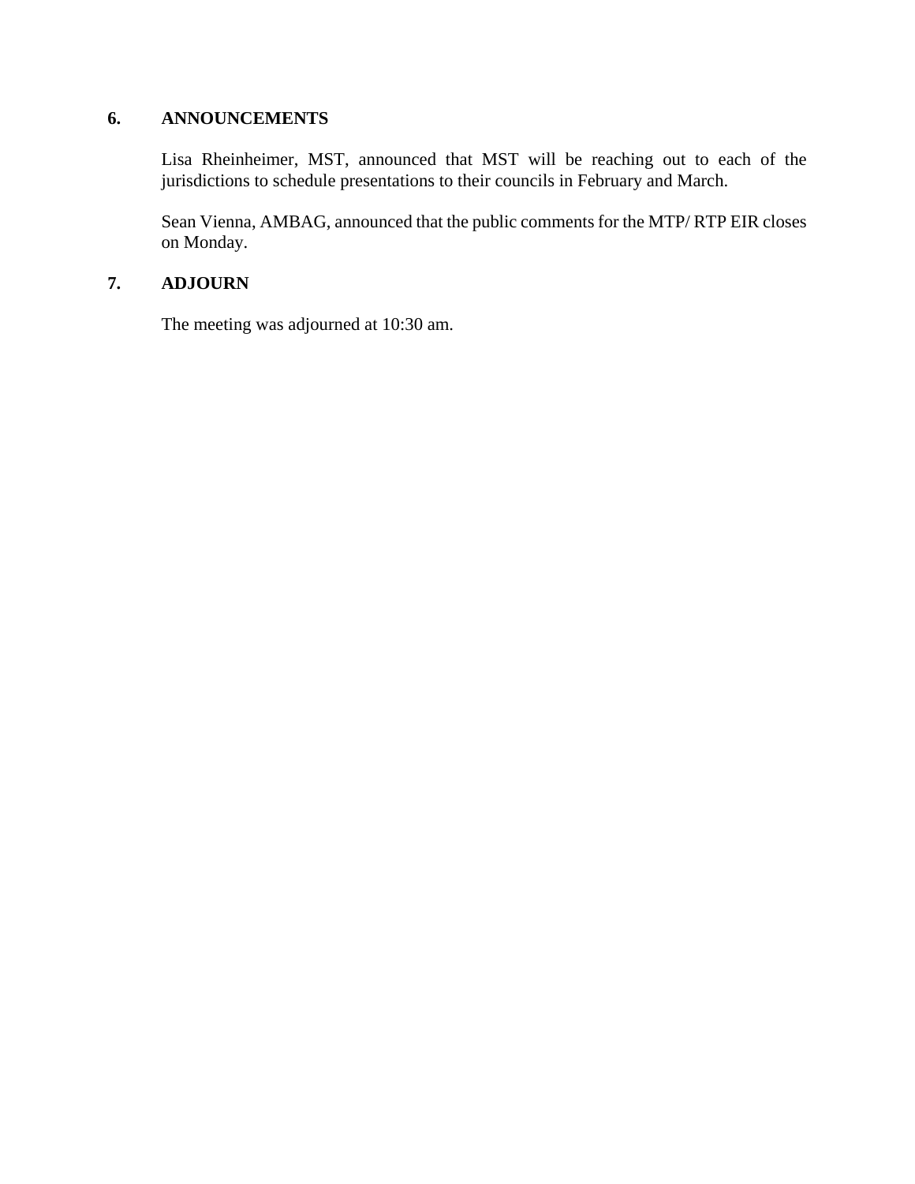**6. ANNOUNCEMENTS**

Lisa Rheinheimer, MST, announced that MST will be reaching out to each of the jurisdictions to schedule presentations to their councils in February and March.

Sean Vienna, AMBAG, announced that the public comments for the MTP/ RTP EIR closes on Monday.

**7. ADJOURN**

The meeting was adjourned at 10:30 am.